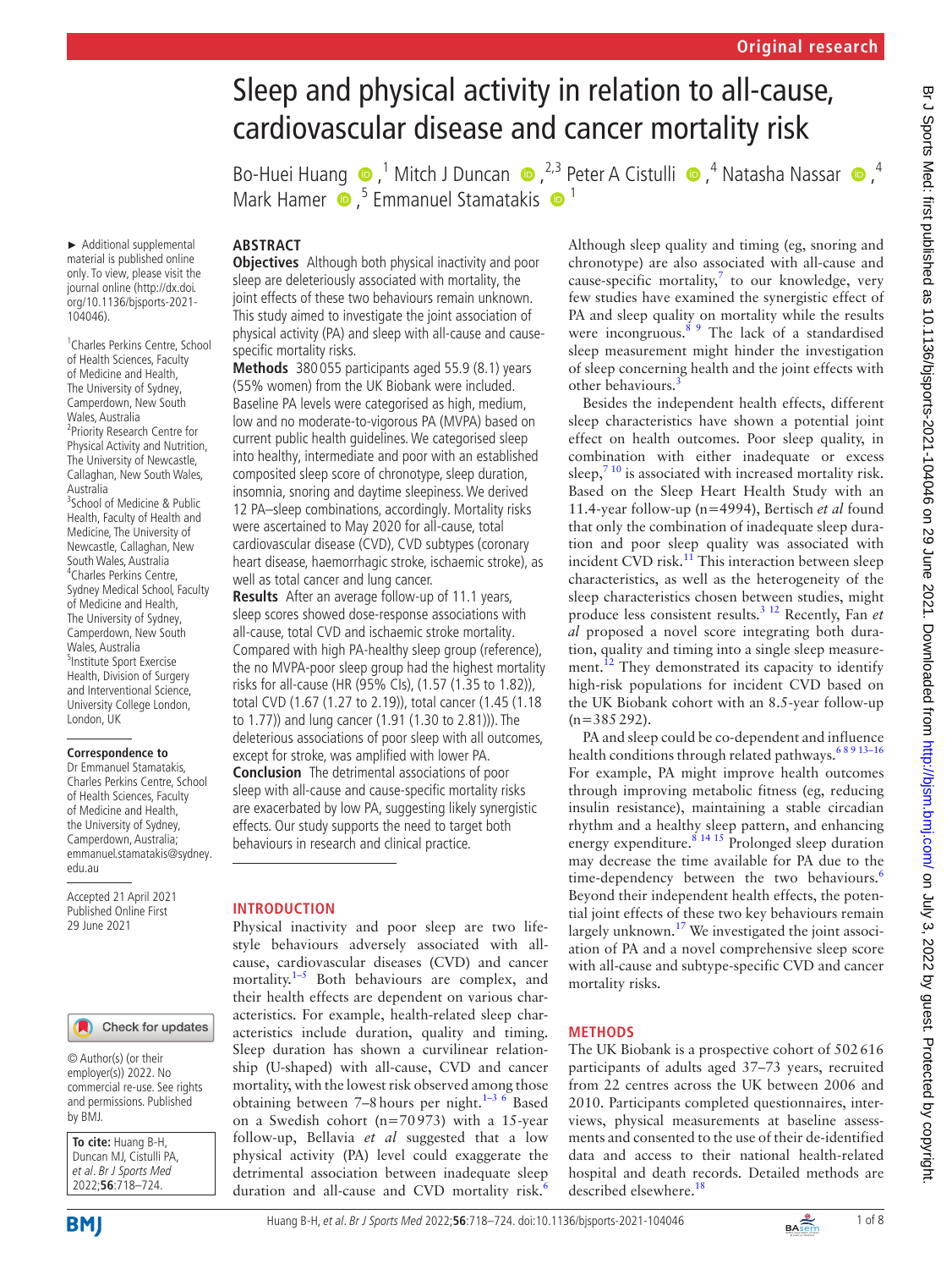Original research

# Sleep and physical activity in relation to all-cause, cardiovascular disease and cancer mortality risk

Bo-Huei Huang,[1] Mitch J Duncan,[2,3] Peter A Cistulli,[4] Natasha Nassar,[4] Mark Hamer,[5] Emmanuel Stamatakis[1]

► Additional supplemental material is published online only. To view, please visit the journal online (http://dx.doi.org/10.1136/bjsports-2021-104046).

[1]Charles Perkins Centre, School of Health Sciences, Faculty of Medicine and Health, The University of Sydney, Camperdown, New South Wales, Australia
[2]Priority Research Centre for Physical Activity and Nutrition, The University of Newcastle, Callaghan, New South Wales, Australia
[3]School of Medicine & Public Health, Faculty of Health and Medicine, The University of Newcastle, Callaghan, New South Wales, Australia
[4]Charles Perkins Centre, Sydney Medical School, Faculty of Medicine and Health, The University of Sydney, Camperdown, New South Wales, Australia
[5]Institute Sport Exercise Health, Division of Surgery and Interventional Science, University College London, London, UK

**Correspondence to**
Dr Emmanuel Stamatakis, Charles Perkins Centre, School of Health Sciences, Faculty of Medicine and Health, the University of Sydney, Camperdown, Australia; emmanuel.stamatakis@sydney.edu.au

Accepted 21 April 2021
Published Online First 29 June 2021

© Author(s) (or their employer(s)) 2022. No commercial re-use. See rights and permissions. Published by BMJ.

**To cite:** Huang B-H, Duncan MJ, Cistulli PA, *et al. Br J Sports Med* 2022;**56**:718–724.

## ABSTRACT

**Objectives** Although both physical inactivity and poor sleep are deleteriously associated with mortality, the joint effects of these two behaviours remain unknown. This study aimed to investigate the joint association of physical activity (PA) and sleep with all-cause and cause-specific mortality risks.

**Methods** 380 055 participants aged 55.9 (8.1) years (55% women) from the UK Biobank were included. Baseline PA levels were categorised as high, medium, low and no moderate-to-vigorous PA (MVPA) based on current public health guidelines. We categorised sleep into healthy, intermediate and poor with an established composited sleep score of chronotype, sleep duration, insomnia, snoring and daytime sleepiness. We derived 12 PA–sleep combinations, accordingly. Mortality risks were ascertained to May 2020 for all-cause, total cardiovascular disease (CVD), CVD subtypes (coronary heart disease, haemorrhagic stroke, ischaemic stroke), as well as total cancer and lung cancer.

**Results** After an average follow-up of 11.1 years, sleep scores showed dose-response associations with all-cause, total CVD and ischaemic stroke mortality. Compared with high PA-healthy sleep group (reference), the no MVPA-poor sleep group had the highest mortality risks for all-cause (HR (95% CIs), (1.57 (1.35 to 1.82)), total CVD (1.67 (1.27 to 2.19)), total cancer (1.45 (1.18 to 1.77)) and lung cancer (1.91 (1.30 to 2.81))). The deleterious associations of poor sleep with all outcomes, except for stroke, was amplified with lower PA.

**Conclusion** The detrimental associations of poor sleep with all-cause and cause-specific mortality risks are exacerbated by low PA, suggesting likely synergistic effects. Our study supports the need to target both behaviours in research and clinical practice.

## INTRODUCTION

Physical inactivity and poor sleep are two lifestyle behaviours adversely associated with all-cause, cardiovascular diseases (CVD) and cancer mortality.[1–5] Both behaviours are complex, and their health effects are dependent on various characteristics. For example, health-related sleep characteristics include duration, quality and timing. Sleep duration has shown a curvilinear relationship (U-shaped) with all-cause, CVD and cancer mortality, with the lowest risk observed among those obtaining between 7–8 hours per night.[1–3,6] Based on a Swedish cohort (n=70 973) with a 15-year follow-up, Bellavia *et al* suggested that a low physical activity (PA) level could exaggerate the detrimental association between inadequate sleep duration and all-cause and CVD mortality risk.[6]

Although sleep quality and timing (eg, snoring and chronotype) are also associated with all-cause and cause-specific mortality,[7] to our knowledge, very few studies have examined the synergistic effect of PA and sleep quality on mortality while the results were incongruous.[8,9] The lack of a standardised sleep measurement might hinder the investigation of sleep concerning health and the joint effects with other behaviours.[3]

Besides the independent health effects, different sleep characteristics have shown a potential joint effect on health outcomes. Poor sleep quality, in combination with either inadequate or excess sleep,[7,10] is associated with increased mortality risk. Based on the Sleep Heart Health Study with an 11.4-year follow-up (n=4994), Bertisch *et al* found that only the combination of inadequate sleep duration and poor sleep quality was associated with incident CVD risk.[11] This interaction between sleep characteristics, as well as the heterogeneity of the sleep characteristics chosen between studies, might produce less consistent results.[3,12] Recently, Fan *et al* proposed a novel score integrating both duration, quality and timing into a single sleep measurement.[12] They demonstrated its capacity to identify high-risk populations for incident CVD based on the UK Biobank cohort with an 8.5-year follow-up (n=385 292).

PA and sleep could be co-dependent and influence health conditions through related pathways.[6,8,9,13–16] For example, PA might improve health outcomes through improving metabolic fitness (eg, reducing insulin resistance), maintaining a stable circadian rhythm and a healthy sleep pattern, and enhancing energy expenditure.[8,14,15] Prolonged sleep duration may decrease the time available for PA due to the time-dependency between the two behaviours.[6] Beyond their independent health effects, the potential joint effects of these two key behaviours remain largely unknown.[17] We investigated the joint association of PA and a novel comprehensive sleep score with all-cause and subtype-specific CVD and cancer mortality risks.

## METHODS

The UK Biobank is a prospective cohort of 502 616 participants of adults aged 37–73 years, recruited from 22 centres across the UK between 2006 and 2010. Participants completed questionnaires, interviews, physical measurements at baseline assessments and consented to the use of their de-identified data and access to their national health-related hospital and death records. Detailed methods are described elsewhere.[18]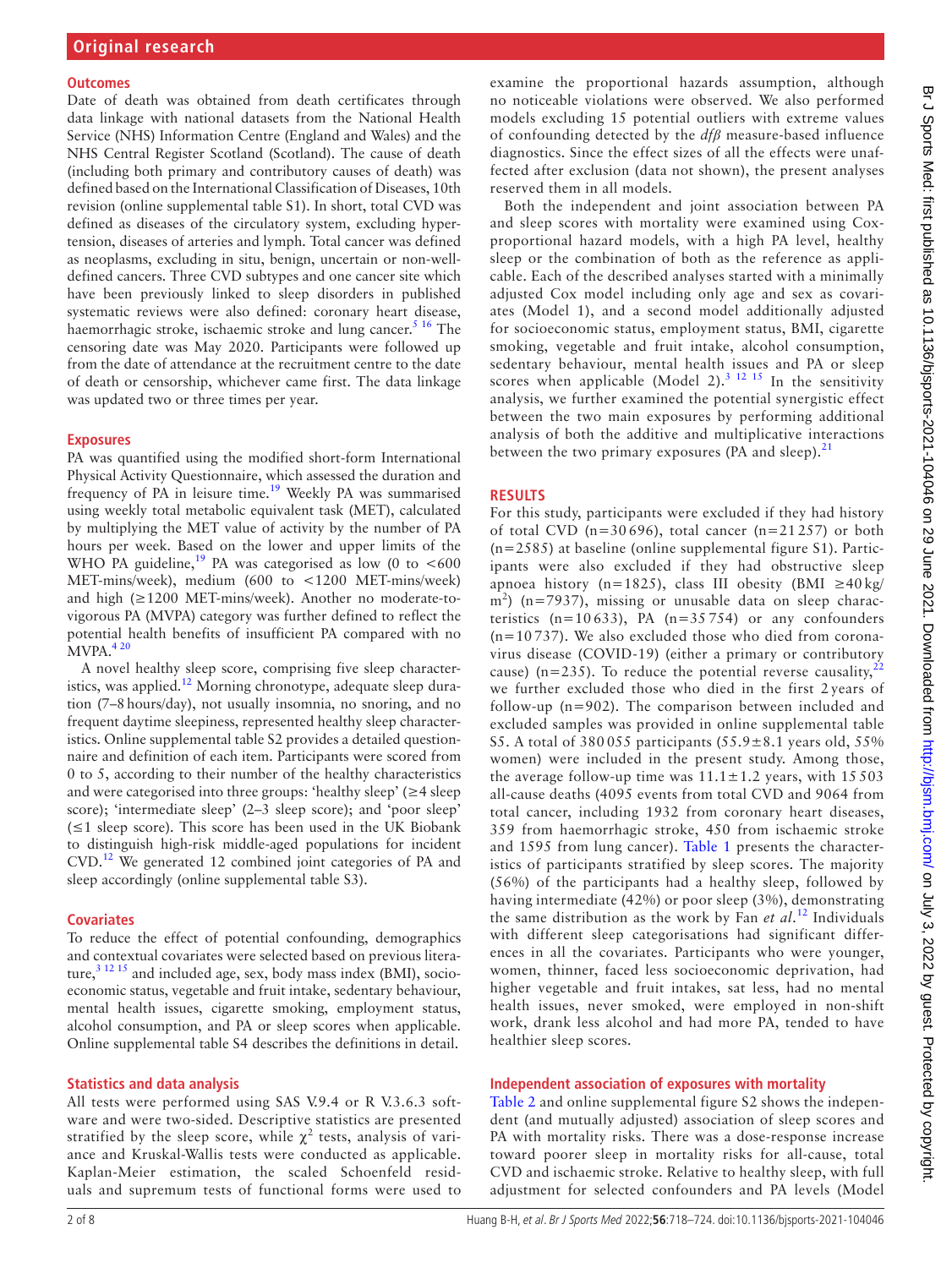## Outcomes

Date of death was obtained from death certificates through data linkage with national datasets from the National Health Service (NHS) Information Centre (England and Wales) and the NHS Central Register Scotland (Scotland). The cause of death (including both primary and contributory causes of death) was defined based on the International Classification of Diseases, 10th revision (online supplemental table S1). In short, total CVD was defined as diseases of the circulatory system, excluding hypertension, diseases of arteries and lymph. Total cancer was defined as neoplasms, excluding in situ, benign, uncertain or non-well-defined cancers. Three CVD subtypes and one cancer site which have been previously linked to sleep disorders in published systematic reviews were also defined: coronary heart disease, haemorrhagic stroke, ischaemic stroke and lung cancer.[5,16] The censoring date was May 2020. Participants were followed up from the date of attendance at the recruitment centre to the date of death or censorship, whichever came first. The data linkage was updated two or three times per year.

## Exposures

PA was quantified using the modified short-form International Physical Activity Questionnaire, which assessed the duration and frequency of PA in leisure time.[19] Weekly PA was summarised using weekly total metabolic equivalent task (MET), calculated by multiplying the MET value of activity by the number of PA hours per week. Based on the lower and upper limits of the WHO PA guideline,[19] PA was categorised as low (0 to <600 MET-mins/week), medium (600 to <1200 MET-mins/week) and high (≥1200 MET-mins/week). Another no moderate-to-vigorous PA (MVPA) category was further defined to reflect the potential health benefits of insufficient PA compared with no MVPA.[4,20]

A novel healthy sleep score, comprising five sleep characteristics, was applied.[12] Morning chronotype, adequate sleep duration (7–8 hours/day), not usually insomnia, no snoring, and no frequent daytime sleepiness, represented healthy sleep characteristics. Online supplemental table S2 provides a detailed questionnaire and definition of each item. Participants were scored from 0 to 5, according to their number of the healthy characteristics and were categorised into three groups: 'healthy sleep' (≥4 sleep score); 'intermediate sleep' (2–3 sleep score); and 'poor sleep' (≤1 sleep score). This score has been used in the UK Biobank to distinguish high-risk middle-aged populations for incident CVD.[12] We generated 12 combined joint categories of PA and sleep accordingly (online supplemental table S3).

## Covariates

To reduce the effect of potential confounding, demographics and contextual covariates were selected based on previous literature,[3,12,15] and included age, sex, body mass index (BMI), socioeconomic status, vegetable and fruit intake, sedentary behaviour, mental health issues, cigarette smoking, employment status, alcohol consumption, and PA or sleep scores when applicable. Online supplemental table S4 describes the definitions in detail.

## Statistics and data analysis

All tests were performed using SAS V.9.4 or R V.3.6.3 software and were two-sided. Descriptive statistics are presented stratified by the sleep score, while $\chi^2$ tests, analysis of variance and Kruskal-Wallis tests were conducted as applicable. Kaplan-Meier estimation, the scaled Schoenfeld residuals and supremum tests of functional forms were used to examine the proportional hazards assumption, although no noticeable violations were observed. We also performed models excluding 15 potential outliers with extreme values of confounding detected by the *dfβ* measure-based influence diagnostics. Since the effect sizes of all the effects were unaffected after exclusion (data not shown), the present analyses reserved them in all models.

Both the independent and joint association between PA and sleep scores with mortality were examined using Cox-proportional hazard models, with a high PA level, healthy sleep or the combination of both as the reference as applicable. Each of the described analyses started with a minimally adjusted Cox model including only age and sex as covariates (Model 1), and a second model additionally adjusted for socioeconomic status, employment status, BMI, cigarette smoking, vegetable and fruit intake, alcohol consumption, sedentary behaviour, mental health issues and PA or sleep scores when applicable (Model 2).[3,12,15] In the sensitivity analysis, we further examined the potential synergistic effect between the two main exposures by performing additional analysis of both the additive and multiplicative interactions between the two primary exposures (PA and sleep).[21]

## RESULTS

For this study, participants were excluded if they had history of total CVD (n=30 696), total cancer (n=21 257) or both (n=2585) at baseline (online supplemental figure S1). Participants were also excluded if they had obstructive sleep apnoea history (n=1825), class III obesity (BMI ≥40 kg/m$^2$) (n=7937), missing or unusable data on sleep characteristics (n=10 633), PA (n=35 754) or any confounders (n=10 737). We also excluded those who died from coronavirus disease (COVID-19) (either a primary or contributory cause) (n=235). To reduce the potential reverse causality,[22] we further excluded those who died in the first 2 years of follow-up (n=902). The comparison between included and excluded samples was provided in online supplemental table S5. A total of 380 055 participants (55.9±8.1 years old, 55% women) were included in the present study. Among those, the average follow-up time was 11.1±1.2 years, with 15 503 all-cause deaths (4095 events from total CVD and 9064 from total cancer, including 1932 from coronary heart diseases, 359 from haemorrhagic stroke, 450 from ischaemic stroke and 1595 from lung cancer). Table 1 presents the characteristics of participants stratified by sleep scores. The majority (56%) of the participants had a healthy sleep, followed by having intermediate (42%) or poor sleep (3%), demonstrating the same distribution as the work by Fan *et al*.[12] Individuals with different sleep categorisations had significant differences in all the covariates. Participants who were younger, women, thinner, faced less socioeconomic deprivation, had higher vegetable and fruit intakes, sat less, had no mental health issues, never smoked, were employed in non-shift work, drank less alcohol and had more PA, tended to have healthier sleep scores.

### Independent association of exposures with mortality

Table 2 and online supplemental figure S2 shows the independent (and mutually adjusted) association of sleep scores and PA with mortality risks. There was a dose-response increase toward poorer sleep in mortality risks for all-cause, total CVD and ischaemic stroke. Relative to healthy sleep, with full adjustment for selected confounders and PA levels (Model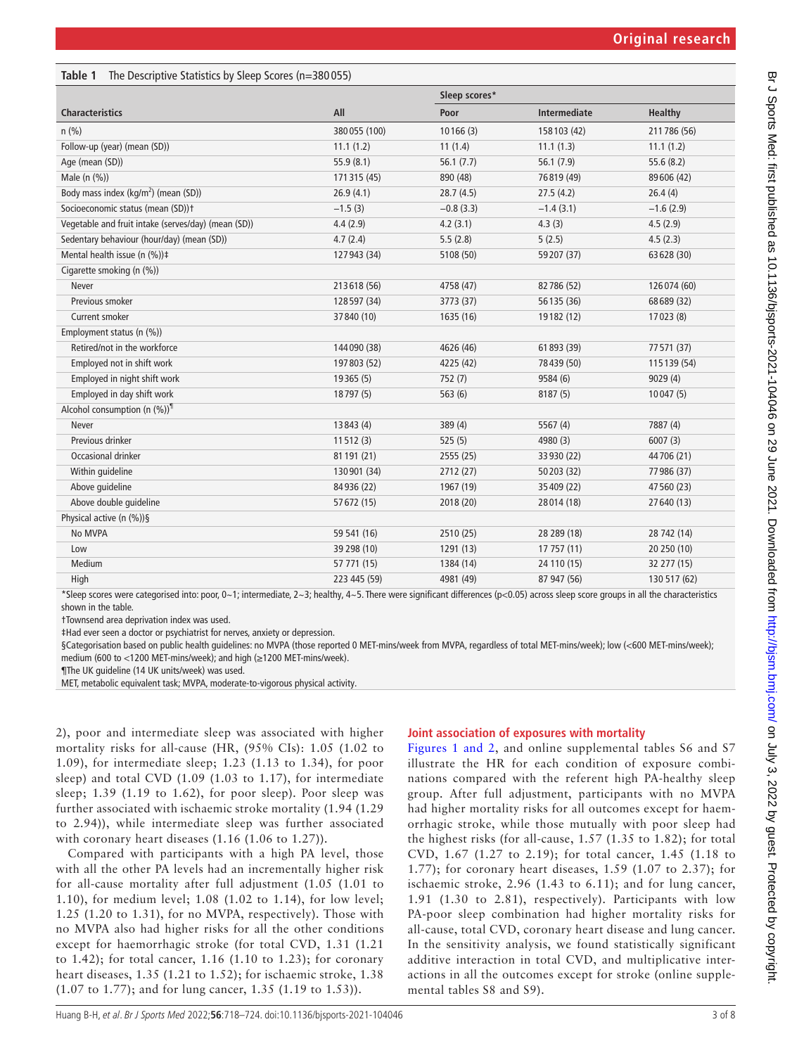**Table 1** The Descriptive Statistics by Sleep Scores (n=380 055)

| | | Sleep scores* | | |
|---|---|---|---|---|
| **Characteristics** | **All** | **Poor** | **Intermediate** | **Healthy** |
| n (%) | 380 055 (100) | 10 166 (3) | 158 103 (42) | 211 786 (56) |
| Follow-up (year) (mean (SD)) | 11.1 (1.2) | 11 (1.4) | 11.1 (1.3) | 11.1 (1.2) |
| Age (mean (SD)) | 55.9 (8.1) | 56.1 (7.7) | 56.1 (7.9) | 55.6 (8.2) |
| Male (n (%)) | 171 315 (45) | 890 (48) | 76 819 (49) | 89 606 (42) |
| Body mass index (kg/m$^2$) (mean (SD)) | 26.9 (4.1) | 28.7 (4.5) | 27.5 (4.2) | 26.4 (4) |
| Socioeconomic status (mean (SD))† | −1.5 (3) | −0.8 (3.3) | −1.4 (3.1) | −1.6 (2.9) |
| Vegetable and fruit intake (serves/day) (mean (SD)) | 4.4 (2.9) | 4.2 (3.1) | 4.3 (3) | 4.5 (2.9) |
| Sedentary behaviour (hour/day) (mean (SD)) | 4.7 (2.4) | 5.5 (2.8) | 5 (2.5) | 4.5 (2.3) |
| Mental health issue (n (%))‡ | 127 943 (34) | 5108 (50) | 59 207 (37) | 63 628 (30) |
| Cigarette smoking (n (%)) | | | | |
| Never | 213 618 (56) | 4758 (47) | 82 786 (52) | 126 074 (60) |
| Previous smoker | 128 597 (34) | 3773 (37) | 56 135 (36) | 68 689 (32) |
| Current smoker | 37 840 (10) | 1635 (16) | 19 182 (12) | 17 023 (8) |
| Employment status (n (%)) | | | | |
| Retired/not in the workforce | 144 090 (38) | 4626 (46) | 61 893 (39) | 77 571 (37) |
| Employed not in shift work | 197 803 (52) | 4225 (42) | 78 439 (50) | 115 139 (54) |
| Employed in night shift work | 19 365 (5) | 752 (7) | 9584 (6) | 9029 (4) |
| Employed in day shift work | 18 797 (5) | 563 (6) | 8187 (5) | 10 047 (5) |
| Alcohol consumption (n (%))¶ | | | | |
| Never | 13 843 (4) | 389 (4) | 5567 (4) | 7887 (4) |
| Previous drinker | 11 512 (3) | 525 (5) | 4980 (3) | 6007 (3) |
| Occasional drinker | 81 191 (21) | 2555 (25) | 33 930 (22) | 44 706 (21) |
| Within guideline | 130 901 (34) | 2712 (27) | 50 203 (32) | 77 986 (37) |
| Above guideline | 84 936 (22) | 1967 (19) | 35 409 (22) | 47 560 (23) |
| Above double guideline | 57 672 (15) | 2018 (20) | 28 014 (18) | 27 640 (13) |
| Physical active (n (%))§ | | | | |
| No MVPA | 59 541 (16) | 2510 (25) | 28 289 (18) | 28 742 (14) |
| Low | 39 298 (10) | 1291 (13) | 17 757 (11) | 20 250 (10) |
| Medium | 57 771 (15) | 1384 (14) | 24 110 (15) | 32 277 (15) |
| High | 223 445 (59) | 4981 (49) | 87 947 (56) | 130 517 (62) |

*Sleep scores were categorised into: poor, 0~1; intermediate, 2~3; healthy, 4~5. There were significant differences (p<0.05) across sleep score groups in all the characteristics shown in the table.

†Townsend area deprivation index was used.

‡Had ever seen a doctor or psychiatrist for nerves, anxiety or depression.

§Categorisation based on public health guidelines: no MVPA (those reported 0 MET-mins/week from MVPA, regardless of total MET-mins/week); low (<600 MET-mins/week); medium (600 to <1200 MET-mins/week); and high (≥1200 MET-mins/week).

¶The UK guideline (14 UK units/week) was used.

MET, metabolic equivalent task; MVPA, moderate-to-vigorous physical activity.

2), poor and intermediate sleep was associated with higher mortality risks for all-cause (HR, (95% CIs): 1.05 (1.02 to 1.09), for intermediate sleep; 1.23 (1.13 to 1.34), for poor sleep) and total CVD (1.09 (1.03 to 1.17), for intermediate sleep; 1.39 (1.19 to 1.62), for poor sleep). Poor sleep was further associated with ischaemic stroke mortality (1.94 (1.29 to 2.94)), while intermediate sleep was further associated with coronary heart diseases (1.16 (1.06 to 1.27)).

Compared with participants with a high PA level, those with all the other PA levels had an incrementally higher risk for all-cause mortality after full adjustment (1.05 (1.01 to 1.10), for medium level; 1.08 (1.02 to 1.14), for low level; 1.25 (1.20 to 1.31), for no MVPA, respectively). Those with no MVPA also had higher risks for all the other conditions except for haemorrhagic stroke (for total CVD, 1.31 (1.21 to 1.42); for total cancer, 1.16 (1.10 to 1.23); for coronary heart diseases, 1.35 (1.21 to 1.52); for ischaemic stroke, 1.38 (1.07 to 1.77); and for lung cancer, 1.35 (1.19 to 1.53)).

## Joint association of exposures with mortality

Figures 1 and 2, and online supplemental tables S6 and S7 illustrate the HR for each condition of exposure combinations compared with the referent high PA-healthy sleep group. After full adjustment, participants with no MVPA had higher mortality risks for all outcomes except for haemorrhagic stroke, while those mutually with poor sleep had the highest risks (for all-cause, 1.57 (1.35 to 1.82); for total CVD, 1.67 (1.27 to 2.19); for total cancer, 1.45 (1.18 to 1.77); for coronary heart diseases, 1.59 (1.07 to 2.37); for ischaemic stroke, 2.96 (1.43 to 6.11); and for lung cancer, 1.91 (1.30 to 2.81), respectively). Participants with low PA-poor sleep combination had higher mortality risks for all-cause, total CVD, coronary heart disease and lung cancer. In the sensitivity analysis, we found statistically significant additive interaction in total CVD, and multiplicative interactions in all the outcomes except for stroke (online supplemental tables S8 and S9).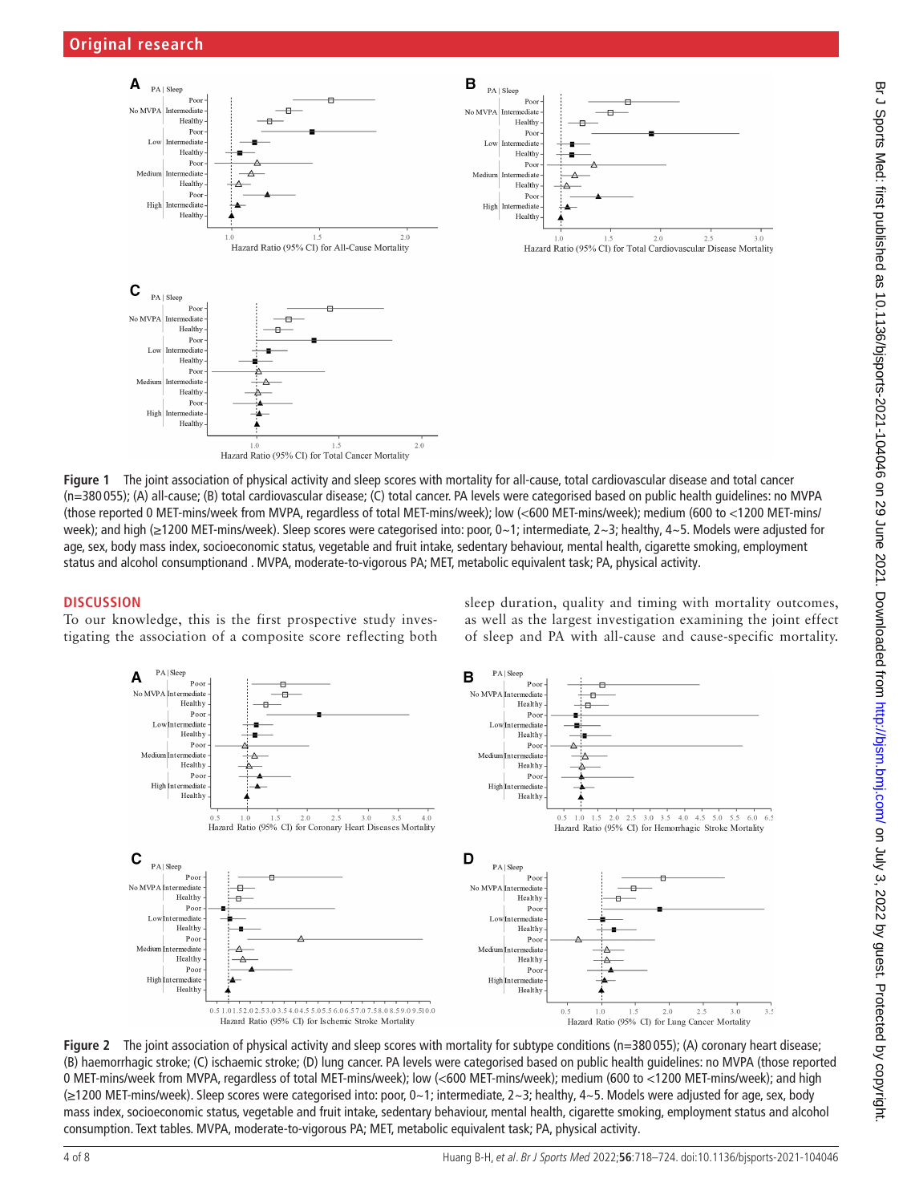Figure 1 The joint association of physical activity and sleep scores with mortality for all-cause, total cardiovascular disease and total cancer (n=380 055); (A) all-cause; (B) total cardiovascular disease; (C) total cancer. PA levels were categorised based on public health guidelines: no MVPA (those reported 0 MET-mins/week from MVPA, regardless of total MET-mins/week); low (<600 MET-mins/week); medium (600 to <1200 MET-mins/week); and high (≥1200 MET-mins/week). Sleep scores were categorised into: poor, 0~1; intermediate, 2~3; healthy, 4~5. Models were adjusted for age, sex, body mass index, socioeconomic status, vegetable and fruit intake, sedentary behaviour, mental health, cigarette smoking, employment status and alcohol consumptionand . MVPA, moderate-to-vigorous PA; MET, metabolic equivalent task; PA, physical activity.

## DISCUSSION

To our knowledge, this is the first prospective study investigating the association of a composite score reflecting both sleep duration, quality and timing with mortality outcomes, as well as the largest investigation examining the joint effect of sleep and PA with all-cause and cause-specific mortality.

Figure 2 The joint association of physical activity and sleep scores with mortality for subtype conditions (n=380 055); (A) coronary heart disease; (B) haemorrhagic stroke; (C) ischaemic stroke; (D) lung cancer. PA levels were categorised based on public health guidelines: no MVPA (those reported 0 MET-mins/week from MVPA, regardless of total MET-mins/week); low (<600 MET-mins/week); medium (600 to <1200 MET-mins/week); and high (≥1200 MET-mins/week). Sleep scores were categorised into: poor, 0~1; intermediate, 2~3; healthy, 4~5. Models were adjusted for age, sex, body mass index, socioeconomic status, vegetable and fruit intake, sedentary behaviour, mental health, cigarette smoking, employment status and alcohol consumption. Text tables. MVPA, moderate-to-vigorous PA; MET, metabolic equivalent task; PA, physical activity.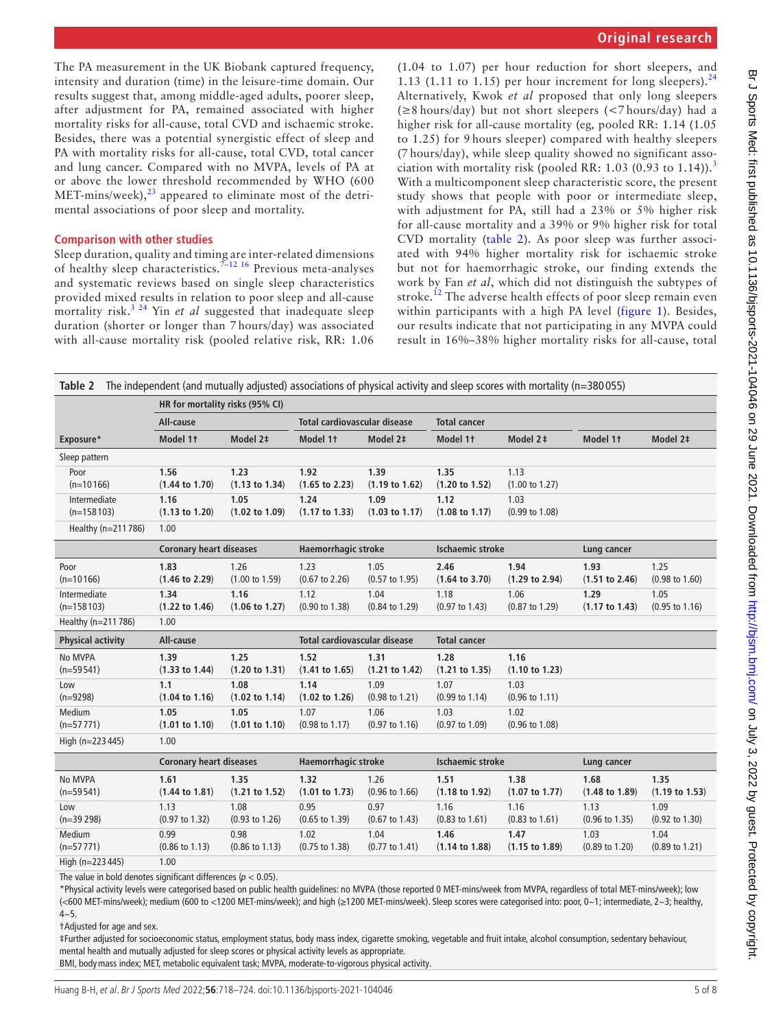The PA measurement in the UK Biobank captured frequency, intensity and duration (time) in the leisure-time domain. Our results suggest that, among middle-aged adults, poorer sleep, after adjustment for PA, remained associated with higher mortality risks for all-cause, total CVD and ischaemic stroke. Besides, there was a potential synergistic effect of sleep and PA with mortality risks for all-cause, total CVD, total cancer and lung cancer. Compared with no MVPA, levels of PA at or above the lower threshold recommended by WHO (600 MET-mins/week),[23] appeared to eliminate most of the detrimental associations of poor sleep and mortality.

### Comparison with other studies

Sleep duration, quality and timing are inter-related dimensions of healthy sleep characteristics.[7–12 16] Previous meta-analyses and systematic reviews based on single sleep characteristics provided mixed results in relation to poor sleep and all-cause mortality risk.[3 24] Yin *et al* suggested that inadequate sleep duration (shorter or longer than 7 hours/day) was associated with all-cause mortality risk (pooled relative risk, RR: 1.06 (1.04 to 1.07) per hour reduction for short sleepers, and 1.13 (1.11 to 1.15) per hour increment for long sleepers).[24] Alternatively, Kwok *et al* proposed that only long sleepers (≥8 hours/day) but not short sleepers (<7 hours/day) had a higher risk for all-cause mortality (eg, pooled RR: 1.14 (1.05 to 1.25) for 9 hours sleeper) compared with healthy sleepers (7 hours/day), while sleep quality showed no significant association with mortality risk (pooled RR: 1.03 (0.93 to 1.14)).[3] With a multicomponent sleep characteristic score, the present study shows that people with poor or intermediate sleep, with adjustment for PA, still had a 23% or 5% higher risk for all-cause mortality and a 39% or 9% higher risk for total CVD mortality (table 2). As poor sleep was further associated with 94% higher mortality risk for ischaemic stroke but not for haemorrhagic stroke, our finding extends the work by Fan *et al*, which did not distinguish the subtypes of stroke.[12] The adverse health effects of poor sleep remain even within participants with a high PA level (figure 1). Besides, our results indicate that not participating in any MVPA could result in 16%–38% higher mortality risks for all-cause, total

**Table 2** The independent (and mutually adjusted) associations of physical activity and sleep scores with mortality (n=380 055)

| | HR for mortality risks (95% CI) | | | | | | | |
|---|---|---|---|---|---|---|---|---|
| | All-cause | | Total cardiovascular disease | | Total cancer | | | |
| Exposure* | Model 1† | Model 2‡ | Model 1† | Model 2‡ | Model 1† | Model 2‡ | Model 1† | Model 2‡ |
| Sleep pattern | | | | | | | | |
| Poor (n=10 166) | **1.56 (1.44 to 1.70)** | **1.23 (1.13 to 1.34)** | **1.92 (1.65 to 2.23)** | **1.39 (1.19 to 1.62)** | **1.35 (1.20 to 1.52)** | 1.13 (1.00 to 1.27) | | |
| Intermediate (n=158 103) | **1.16 (1.13 to 1.20)** | **1.05 (1.02 to 1.09)** | **1.24 (1.17 to 1.33)** | **1.09 (1.03 to 1.17)** | **1.12 (1.08 to 1.17)** | 1.03 (0.99 to 1.08) | | |
| Healthy (n=211 786) | 1.00 | | | | | | | |
| | Coronary heart diseases | | Haemorrhagic stroke | | Ischaemic stroke | | Lung cancer | |
| Poor (n=10 166) | **1.83 (1.46 to 2.29)** | 1.26 (1.00 to 1.59) | 1.23 (0.67 to 2.26) | 1.05 (0.57 to 1.95) | **2.46 (1.64 to 3.70)** | **1.94 (1.29 to 2.94)** | **1.93 (1.51 to 2.46)** | 1.25 (0.98 to 1.60) |
| Intermediate (n=158 103) | **1.34 (1.22 to 1.46)** | **1.16 (1.06 to 1.27)** | 1.12 (0.90 to 1.38) | 1.04 (0.84 to 1.29) | 1.18 (0.97 to 1.43) | 1.06 (0.87 to 1.29) | **1.29 (1.17 to 1.43)** | 1.05 (0.95 to 1.16) |
| Healthy (n=211 786) | 1.00 | | | | | | | |
| **Physical activity** | **All-cause** | | **Total cardiovascular disease** | | **Total cancer** | | | |
| No MVPA (n=59 541) | **1.39 (1.33 to 1.44)** | **1.25 (1.20 to 1.31)** | **1.52 (1.41 to 1.65)** | **1.31 (1.21 to 1.42)** | **1.28 (1.21 to 1.35)** | **1.16 (1.10 to 1.23)** | | |
| Low (n=9298) | **1.1 (1.04 to 1.16)** | **1.08 (1.02 to 1.14)** | **1.14 (1.02 to 1.26)** | 1.09 (0.98 to 1.21) | 1.07 (0.99 to 1.14) | 1.03 (0.96 to 1.11) | | |
| Medium (n=57 771) | **1.05 (1.01 to 1.10)** | **1.05 (1.01 to 1.10)** | 1.07 (0.98 to 1.17) | 1.06 (0.97 to 1.16) | 1.03 (0.97 to 1.09) | 1.02 (0.96 to 1.08) | | |
| High (n=223 445) | 1.00 | | | | | | | |
| | Coronary heart diseases | | Haemorrhagic stroke | | Ischaemic stroke | | Lung cancer | |
| No MVPA (n=59 541) | **1.61 (1.44 to 1.81)** | **1.35 (1.21 to 1.52)** | **1.32 (1.01 to 1.73)** | 1.26 (0.96 to 1.66) | **1.51 (1.18 to 1.92)** | **1.38 (1.07 to 1.77)** | **1.68 (1.48 to 1.89)** | **1.35 (1.19 to 1.53)** |
| Low (n=39 298) | 1.13 (0.97 to 1.32) | 1.08 (0.93 to 1.26) | 0.95 (0.65 to 1.39) | 0.97 (0.67 to 1.43) | 1.16 (0.83 to 1.61) | 1.16 (0.83 to 1.61) | 1.13 (0.96 to 1.35) | 1.09 (0.92 to 1.30) |
| Medium (n=57 771) | 0.99 (0.86 to 1.13) | 0.98 (0.86 to 1.13) | 1.02 (0.75 to 1.38) | 1.04 (0.77 to 1.41) | **1.46 (1.14 to 1.88)** | **1.47 (1.15 to 1.89)** | 1.03 (0.89 to 1.20) | 1.04 (0.89 to 1.21) |
| High (n=223 445) | 1.00 | | | | | | | |

The value in bold denotes significant differences ($p < 0.05$).

*Physical activity levels were categorised based on public health guidelines: no MVPA (those reported 0 MET-mins/week from MVPA, regardless of total MET-mins/week); low (<600 MET-mins/week); medium (600 to <1200 MET-mins/week); and high (≥1200 MET-mins/week). Sleep scores were categorised into: poor, 0~1; intermediate, 2~3; healthy, 4~5.

†Adjusted for age and sex.

‡Further adjusted for socioeconomic status, employment status, body mass index, cigarette smoking, vegetable and fruit intake, alcohol consumption, sedentary behaviour, mental health and mutually adjusted for sleep scores or physical activity levels as appropriate.

BMI, body mass index; MET, metabolic equivalent task; MVPA, moderate-to-vigorous physical activity.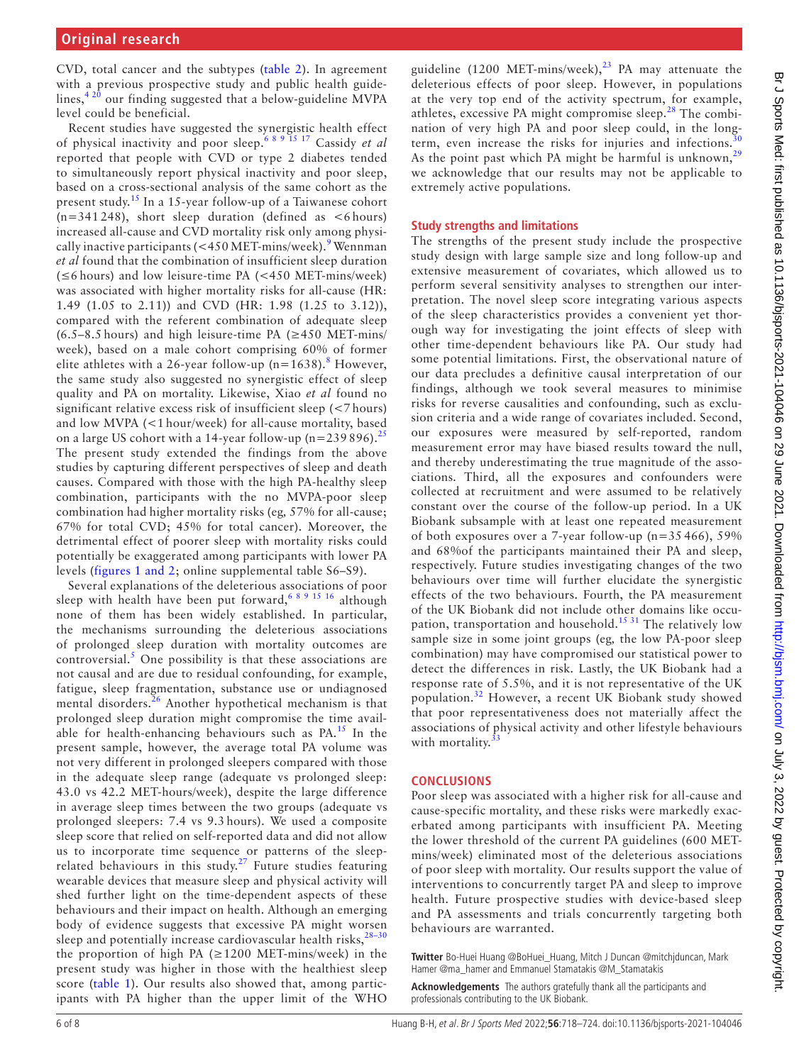CVD, total cancer and the subtypes (table 2). In agreement with a previous prospective study and public health guidelines,[4 20] our finding suggested that a below-guideline MVPA level could be beneficial.

Recent studies have suggested the synergistic health effect of physical inactivity and poor sleep.[6 8 9 15 17] Cassidy *et al* reported that people with CVD or type 2 diabetes tended to simultaneously report physical inactivity and poor sleep, based on a cross-sectional analysis of the same cohort as the present study.[15] In a 15-year follow-up of a Taiwanese cohort (n=341 248), short sleep duration (defined as <6 hours) increased all-cause and CVD mortality risk only among physically inactive participants (<450 MET-mins/week).[9] Wennman *et al* found that the combination of insufficient sleep duration (≤6 hours) and low leisure-time PA (<450 MET-mins/week) was associated with higher mortality risks for all-cause (HR: 1.49 (1.05 to 2.11)) and CVD (HR: 1.98 (1.25 to 3.12)), compared with the referent combination of adequate sleep (6.5–8.5 hours) and high leisure-time PA (≥450 MET-mins/week), based on a male cohort comprising 60% of former elite athletes with a 26-year follow-up (n=1638).[8] However, the same study also suggested no synergistic effect of sleep quality and PA on mortality. Likewise, Xiao *et al* found no significant relative excess risk of insufficient sleep (<7 hours) and low MVPA (<1 hour/week) for all-cause mortality, based on a large US cohort with a 14-year follow-up (n=239 896).[25] The present study extended the findings from the above studies by capturing different perspectives of sleep and death causes. Compared with those with the high PA-healthy sleep combination, participants with the no MVPA-poor sleep combination had higher mortality risks (eg, 57% for all-cause; 67% for total CVD; 45% for total cancer). Moreover, the detrimental effect of poorer sleep with mortality risks could potentially be exaggerated among participants with lower PA levels (figures 1 and 2; online supplemental table S6–S9).

Several explanations of the deleterious associations of poor sleep with health have been put forward,[6 8 9 15 16] although none of them has been widely established. In particular, the mechanisms surrounding the deleterious associations of prolonged sleep duration with mortality outcomes are controversial.[5] One possibility is that these associations are not causal and are due to residual confounding, for example, fatigue, sleep fragmentation, substance use or undiagnosed mental disorders.[26] Another hypothetical mechanism is that prolonged sleep duration might compromise the time available for health-enhancing behaviours such as PA.[15] In the present sample, however, the average total PA volume was not very different in prolonged sleepers compared with those in the adequate sleep range (adequate vs prolonged sleep: 43.0 vs 42.2 MET-hours/week), despite the large difference in average sleep times between the two groups (adequate vs prolonged sleepers: 7.4 vs 9.3 hours). We used a composite sleep score that relied on self-reported data and did not allow us to incorporate time sequence or patterns of the sleep-related behaviours in this study.[27] Future studies featuring wearable devices that measure sleep and physical activity will shed further light on the time-dependent aspects of these behaviours and their impact on health. Although an emerging body of evidence suggests that excessive PA might worsen sleep and potentially increase cardiovascular health risks,[28–30] the proportion of high PA (≥1200 MET-mins/week) in the present study was higher in those with the healthiest sleep score (table 1). Our results also showed that, among participants with PA higher than the upper limit of the WHO guideline (1200 MET-mins/week),[23] PA may attenuate the deleterious effects of poor sleep. However, in populations at the very top end of the activity spectrum, for example, athletes, excessive PA might compromise sleep.[28] The combination of very high PA and poor sleep could, in the long-term, even increase the risks for injuries and infections.[30] As the point past which PA might be harmful is unknown,[29] we acknowledge that our results may not be applicable to extremely active populations.

### Study strengths and limitations

The strengths of the present study include the prospective study design with large sample size and long follow-up and extensive measurement of covariates, which allowed us to perform several sensitivity analyses to strengthen our interpretation. The novel sleep score integrating various aspects of the sleep characteristics provides a convenient yet thorough way for investigating the joint effects of sleep with other time-dependent behaviours like PA. Our study had some potential limitations. First, the observational nature of our data precludes a definitive causal interpretation of our findings, although we took several measures to minimise risks for reverse causalities and confounding, such as exclusion criteria and a wide range of covariates included. Second, our exposures were measured by self-reported, random measurement error may have biased results toward the null, and thereby underestimating the true magnitude of the associations. Third, all the exposures and confounders were collected at recruitment and were assumed to be relatively constant over the course of the follow-up period. In a UK Biobank subsample with at least one repeated measurement of both exposures over a 7-year follow-up (n=35 466), 59% and 68%of the participants maintained their PA and sleep, respectively. Future studies investigating changes of the two behaviours over time will further elucidate the synergistic effects of the two behaviours. Fourth, the PA measurement of the UK Biobank did not include other domains like occupation, transportation and household.[15 31] The relatively low sample size in some joint groups (eg, the low PA-poor sleep combination) may have compromised our statistical power to detect the differences in risk. Lastly, the UK Biobank had a response rate of 5.5%, and it is not representative of the UK population.[32] However, a recent UK Biobank study showed that poor representativeness does not materially affect the associations of physical activity and other lifestyle behaviours with mortality.[33]

## CONCLUSIONS

Poor sleep was associated with a higher risk for all-cause and cause-specific mortality, and these risks were markedly exacerbated among participants with insufficient PA. Meeting the lower threshold of the current PA guidelines (600 MET-mins/week) eliminated most of the deleterious associations of poor sleep with mortality. Our results support the value of interventions to concurrently target PA and sleep to improve health. Future prospective studies with device-based sleep and PA assessments and trials concurrently targeting both behaviours are warranted.

**Twitter** Bo-Huei Huang @BoHuei_Huang, Mitch J Duncan @mitchjduncan, Mark Hamer @ma_hamer and Emmanuel Stamatakis @M_Stamatakis

**Acknowledgements** The authors gratefully thank all the participants and professionals contributing to the UK Biobank.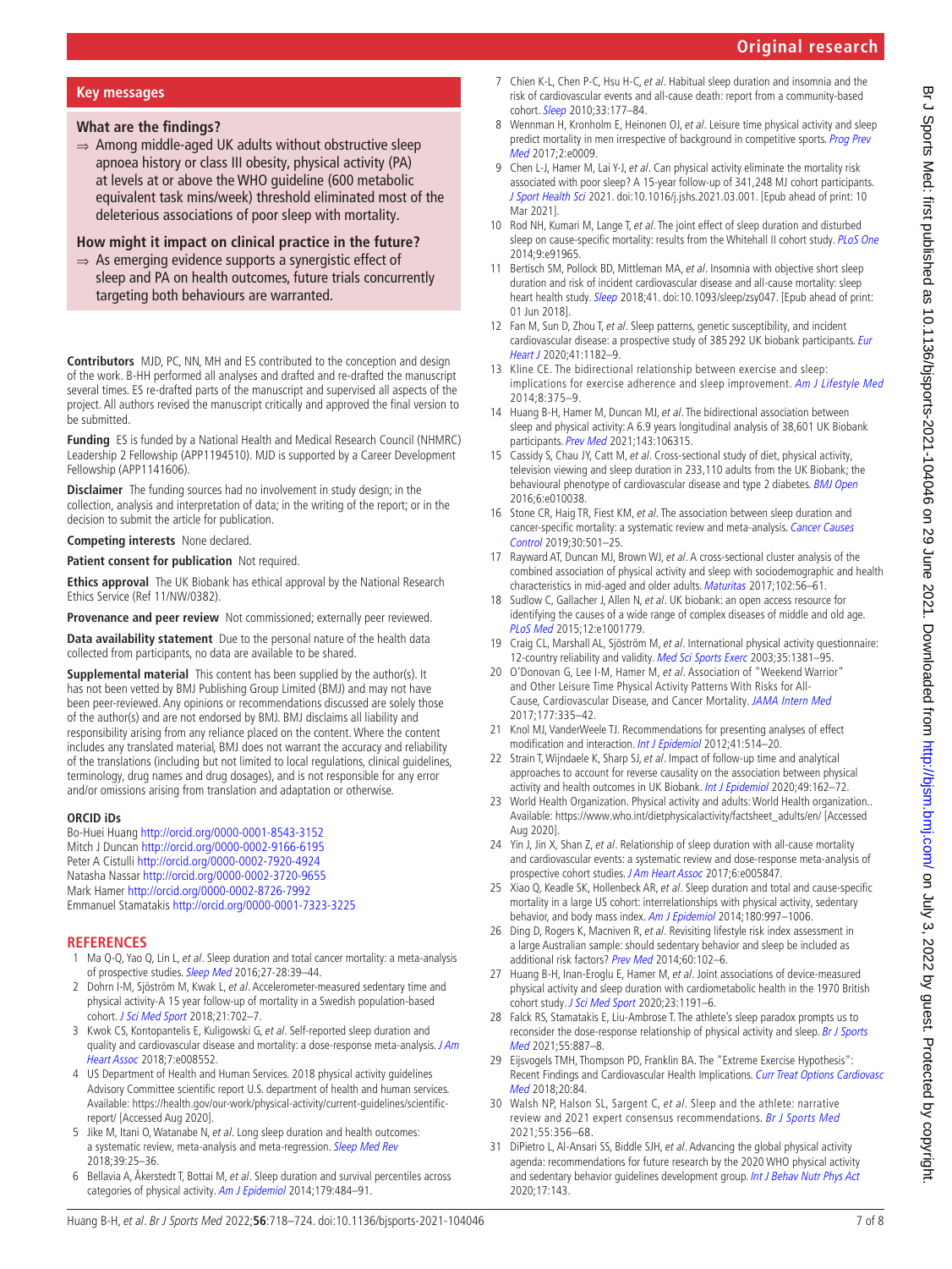## Key messages

### What are the findings?

- ⇒ Among middle-aged UK adults without obstructive sleep apnoea history or class III obesity, physical activity (PA) at levels at or above the WHO guideline (600 metabolic equivalent task mins/week) threshold eliminated most of the deleterious associations of poor sleep with mortality.

### How might it impact on clinical practice in the future?

- ⇒ As emerging evidence supports a synergistic effect of sleep and PA on health outcomes, future trials concurrently targeting both behaviours are warranted.

**Contributors** MJD, PC, NN, MH and ES contributed to the conception and design of the work. B-HH performed all analyses and drafted and re-drafted the manuscript several times. ES re-drafted parts of the manuscript and supervised all aspects of the project. All authors revised the manuscript critically and approved the final version to be submitted.

**Funding** ES is funded by a National Health and Medical Research Council (NHMRC) Leadership 2 Fellowship (APP1194510). MJD is supported by a Career Development Fellowship (APP1141606).

**Disclaimer** The funding sources had no involvement in study design; in the collection, analysis and interpretation of data; in the writing of the report; or in the decision to submit the article for publication.

**Competing interests** None declared.

**Patient consent for publication** Not required.

**Ethics approval** The UK Biobank has ethical approval by the National Research Ethics Service (Ref 11/NW/0382).

**Provenance and peer review** Not commissioned; externally peer reviewed.

**Data availability statement** Due to the personal nature of the health data collected from participants, no data are available to be shared.

**Supplemental material** This content has been supplied by the author(s). It has not been vetted by BMJ Publishing Group Limited (BMJ) and may not have been peer-reviewed. Any opinions or recommendations discussed are solely those of the author(s) and are not endorsed by BMJ. BMJ disclaims all liability and responsibility arising from any reliance placed on the content. Where the content includes any translated material, BMJ does not warrant the accuracy and reliability of the translations (including but not limited to local regulations, clinical guidelines, terminology, drug names and drug dosages), and is not responsible for any error and/or omissions arising from translation and adaptation or otherwise.

### ORCID iDs

Bo-Huei Huang http://orcid.org/0000-0001-8543-3152
Mitch J Duncan http://orcid.org/0000-0002-9166-6195
Peter A Cistulli http://orcid.org/0000-0002-7920-4924
Natasha Nassar http://orcid.org/0000-0002-3720-9655
Mark Hamer http://orcid.org/0000-0002-8726-7992
Emmanuel Stamatakis http://orcid.org/0000-0001-7323-3225

## REFERENCES

1. Ma Q-Q, Yao Q, Lin L, *et al*. Sleep duration and total cancer mortality: a meta-analysis of prospective studies. *Sleep Med* 2016;27-28:39–44.
2. Dohrn I-M, Sjöström M, Kwak L, *et al*. Accelerometer-measured sedentary time and physical activity-A 15 year follow-up of mortality in a Swedish population-based cohort. *J Sci Med Sport* 2018;21:702–7.
3. Kwok CS, Kontopantelis E, Kuligowski G, *et al*. Self-reported sleep duration and quality and cardiovascular disease and mortality: a dose-response meta-analysis. *J Am Heart Assoc* 2018;7:e008552.
4. US Department of Health and Human Services. 2018 physical activity guidelines Advisory Committee scientific report U.S. department of health and human services. Available: https://health.gov/our-work/physical-activity/current-guidelines/scientific-report/ [Accessed Aug 2020].
5. Jike M, Itani O, Watanabe N, *et al*. Long sleep duration and health outcomes: a systematic review, meta-analysis and meta-regression. *Sleep Med Rev* 2018;39:25–36.
6. Bellavia A, Åkerstedt T, Bottai M, *et al*. Sleep duration and survival percentiles across categories of physical activity. *Am J Epidemiol* 2014;179:484–91.
7. Chien K-L, Chen P-C, Hsu H-C, *et al*. Habitual sleep duration and insomnia and the risk of cardiovascular events and all-cause death: report from a community-based cohort. *Sleep* 2010;33:177–84.
8. Wennman H, Kronholm E, Heinonen OJ, *et al*. Leisure time physical activity and sleep predict mortality in men irrespective of background in competitive sports. *Prog Prev Med* 2017;2:e0009.
9. Chen L-J, Hamer M, Lai Y-J, *et al*. Can physical activity eliminate the mortality risk associated with poor sleep? A 15-year follow-up of 341,248 MJ cohort participants. *J Sport Health Sci* 2021. doi:10.1016/j.jshs.2021.03.001. [Epub ahead of print: 10 Mar 2021].
10. Rod NH, Kumari M, Lange T, *et al*. The joint effect of sleep duration and disturbed sleep on cause-specific mortality: results from the Whitehall II cohort study. *PLoS One* 2014;9:e91965.
11. Bertisch SM, Pollock BD, Mittleman MA, *et al*. Insomnia with objective short sleep duration and risk of incident cardiovascular disease and all-cause mortality: sleep heart health study. *Sleep* 2018;41. doi:10.1093/sleep/zsy047. [Epub ahead of print: 01 Jun 2018].
12. Fan M, Sun D, Zhou T, *et al*. Sleep patterns, genetic susceptibility, and incident cardiovascular disease: a prospective study of 385 292 UK biobank participants. *Eur Heart J* 2020;41:1182–9.
13. Kline CE. The bidirectional relationship between exercise and sleep: implications for exercise adherence and sleep improvement. *Am J Lifestyle Med* 2014;8:375–9.
14. Huang B-H, Hamer M, Duncan MJ, *et al*. The bidirectional association between sleep and physical activity: A 6.9 years longitudinal analysis of 38,601 UK Biobank participants. *Prev Med* 2021;143:106315.
15. Cassidy S, Chau JY, Catt M, *et al*. Cross-sectional study of diet, physical activity, television viewing and sleep duration in 233,110 adults from the UK Biobank; the behavioural phenotype of cardiovascular disease and type 2 diabetes. *BMJ Open* 2016;6:e010038.
16. Stone CR, Haig TR, Fiest KM, *et al*. The association between sleep duration and cancer-specific mortality: a systematic review and meta-analysis. *Cancer Causes Control* 2019;30:501–25.
17. Rayward AT, Duncan MJ, Brown WJ, *et al*. A cross-sectional cluster analysis of the combined association of physical activity and sleep with sociodemographic and health characteristics in mid-aged and older adults. *Maturitas* 2017;102:56–61.
18. Sudlow C, Gallacher J, Allen N, *et al*. UK biobank: an open access resource for identifying the causes of a wide range of complex diseases of middle and old age. *PLoS Med* 2015;12:e1001779.
19. Craig CL, Marshall AL, Sjöström M, *et al*. International physical activity questionnaire: 12-country reliability and validity. *Med Sci Sports Exerc* 2003;35:1381–95.
20. O'Donovan G, Lee I-M, Hamer M, *et al*. Association of "Weekend Warrior" and Other Leisure Time Physical Activity Patterns With Risks for All-Cause, Cardiovascular Disease, and Cancer Mortality. *JAMA Intern Med* 2017;177:335–42.
21. Knol MJ, VanderWeele TJ. Recommendations for presenting analyses of effect modification and interaction. *Int J Epidemiol* 2012;41:514–20.
22. Strain T, Wijndaele K, Sharp SJ, *et al*. Impact of follow-up time and analytical approaches to account for reverse causality on the association between physical activity and health outcomes in UK Biobank. *Int J Epidemiol* 2020;49:162–72.
23. World Health Organization. Physical activity and adults: World Health organization.. Available: https://www.who.int/dietphysicalactivity/factsheet_adults/en/ [Accessed Aug 2020].
24. Yin J, Jin X, Shan Z, *et al*. Relationship of sleep duration with all-cause mortality and cardiovascular events: a systematic review and dose-response meta-analysis of prospective cohort studies. *J Am Heart Assoc* 2017;6:e005847.
25. Xiao Q, Keadle SK, Hollenbeck AR, *et al*. Sleep duration and total and cause-specific mortality in a large US cohort: interrelationships with physical activity, sedentary behavior, and body mass index. *Am J Epidemiol* 2014;180:997–1006.
26. Ding D, Rogers K, Macniven R, *et al*. Revisiting lifestyle risk index assessment in a large Australian sample: should sedentary behavior and sleep be included as additional risk factors? *Prev Med* 2014;60:102–6.
27. Huang B-H, Inan-Eroglu E, Hamer M, *et al*. Joint associations of device-measured physical activity and sleep duration with cardiometabolic health in the 1970 British cohort study. *J Sci Med Sport* 2020;23:1191–6.
28. Falck RS, Stamatakis E, Liu-Ambrose T. The athlete's sleep paradox prompts us to reconsider the dose-response relationship of physical activity and sleep. *Br J Sports Med* 2021;55:887–8.
29. Eijsvogels TMH, Thompson PD, Franklin BA. The "Extreme Exercise Hypothesis": Recent Findings and Cardiovascular Health Implications. *Curr Treat Options Cardiovasc Med* 2018;20:84.
30. Walsh NP, Halson SL, Sargent C, *et al*. Sleep and the athlete: narrative review and 2021 expert consensus recommendations. *Br J Sports Med* 2021;55:356–68.
31. DiPietro L, Al-Ansari SS, Biddle SJH, *et al*. Advancing the global physical activity agenda: recommendations for future research by the 2020 WHO physical activity and sedentary behavior guidelines development group. *Int J Behav Nutr Phys Act* 2020;17:143.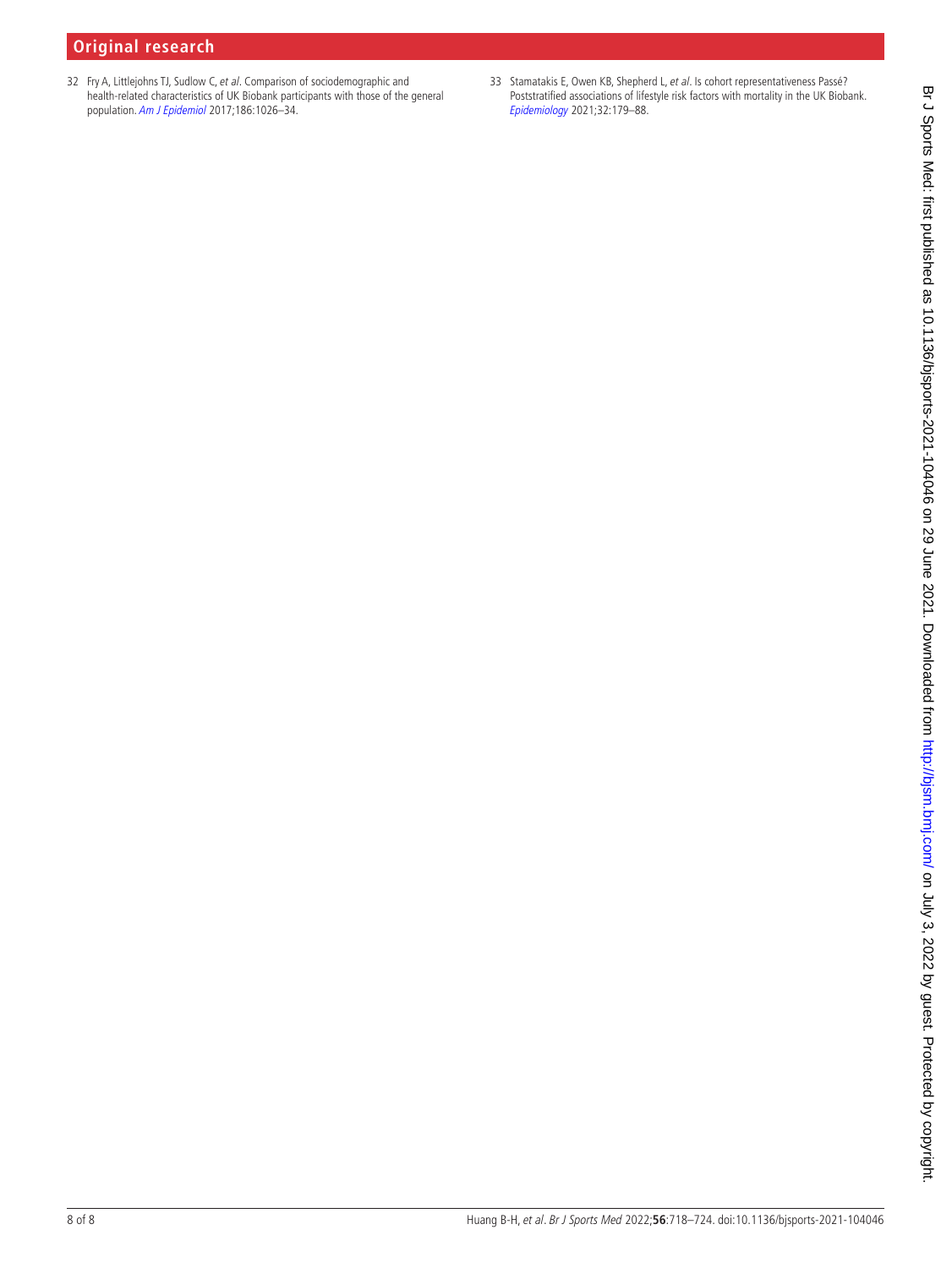32 Fry A, Littlejohns TJ, Sudlow C, *et al*. Comparison of sociodemographic and health-related characteristics of UK Biobank participants with those of the general population. *Am J Epidemiol* 2017;186:1026–34.

33 Stamatakis E, Owen KB, Shepherd L, *et al*. Is cohort representativeness Passé? Poststratified associations of lifestyle risk factors with mortality in the UK Biobank. *Epidemiology* 2021;32:179–88.